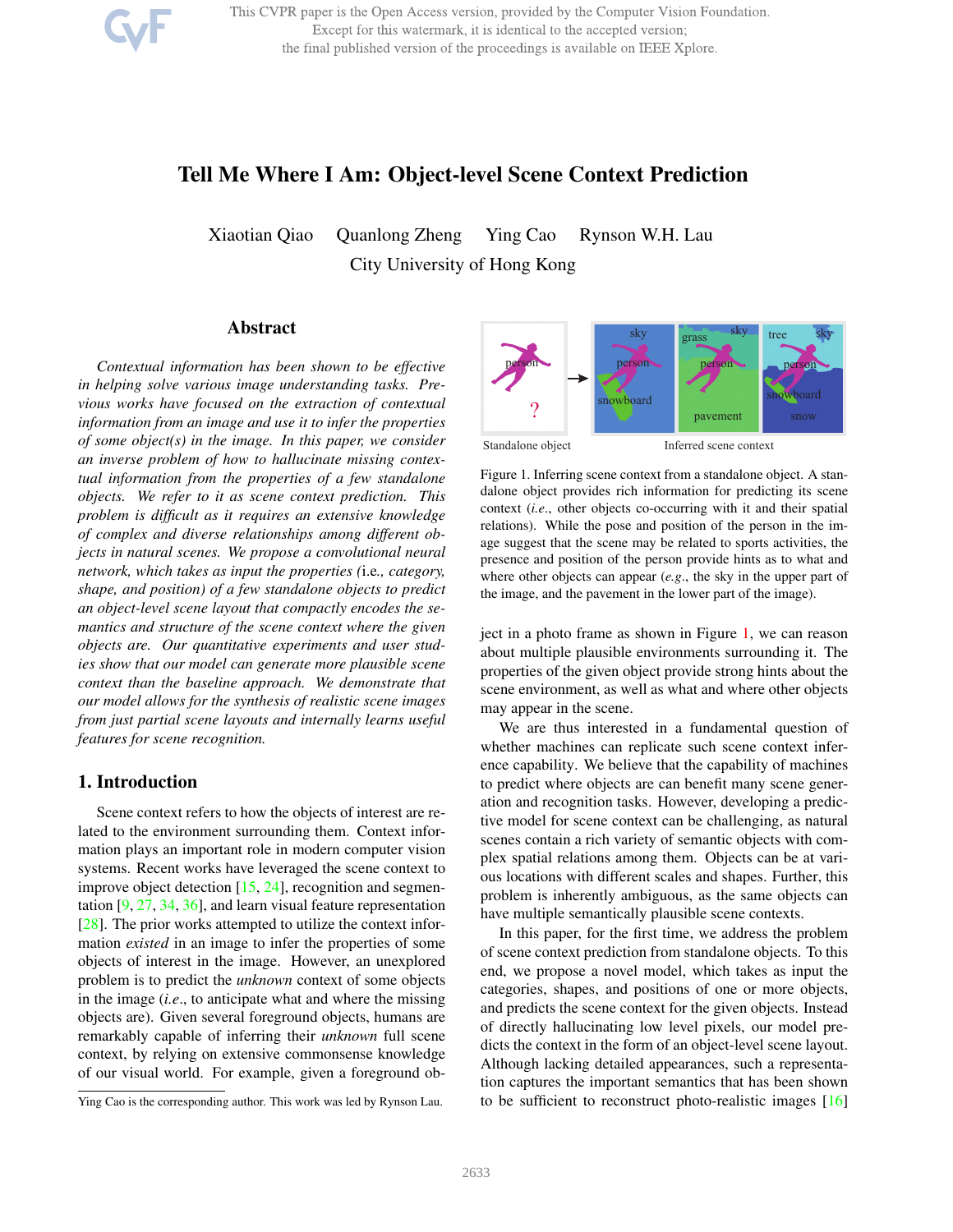# Tell Me Where I Am: Object-level Scene Context Prediction

Xiaotian Qiao Quanlong Zheng Ying Cao Rynson W.H. Lau

City University of Hong Kong

## Abstract

*Contextual information has been shown to be effective in helping solve various image understanding tasks. Previous works have focused on the extraction of contextual information from an image and use it to infer the properties of some object(s) in the image. In this paper, we consider an inverse problem of how to hallucinate missing contextual information from the properties of a few standalone objects. We refer to it as scene context prediction. This problem is difficult as it requires an extensive knowledge of complex and diverse relationships among different objects in natural scenes. We propose a convolutional neural network, which takes as input the properties (*i.e.*, category, shape, and position) of a few standalone objects to predict an object-level scene layout that compactly encodes the semantics and structure of the scene context where the given objects are. Our quantitative experiments and user studies show that our model can generate more plausible scene context than the baseline approach. We demonstrate that our model allows for the synthesis of realistic scene images from just partial scene layouts and internally learns useful features for scene recognition.*

## 1. Introduction

Scene context refers to how the objects of interest are related to the environment surrounding them. Context information plays an important role in modern computer vision systems. Recent works have leveraged the scene context to improve object detection [15, 24], recognition and segmentation [9, 27, 34, 36], and learn visual feature representation [28]. The prior works attempted to utilize the context information *existed* in an image to infer the properties of some objects of interest in the image. However, an unexplored problem is to predict the *unknown* context of some objects in the image (*i.e*., to anticipate what and where the missing objects are). Given several foreground objects, humans are remarkably capable of inferring their *unknown* full scene context, by relying on extensive commonsense knowledge of our visual world. For example, given a foreground object in a photo frame as shown in Figure 1, we can reason about multiple plausible environments surrounding it. The properties of the given object provide strong hints about the scene environment, as well as what and where other objects may appear in the scene.

Figure 1. Inferring scene context from a standalone object. A standalone object provides rich information for predicting its scene context (*i.e*., other objects co-occurring with it and their spatial relations). While the pose and position of the person in the image suggest that the scene may be related to sports activities, the presence and position of the person provide hints as to what and where other objects can appear (*e.g*., the sky in the upper part of the image, and the pavement in the lower part of the image).

We are thus interested in a fundamental question of whether machines can replicate such scene context inference capability. We believe that the capability of machines to predict where objects are can benefit many scene generation and recognition tasks. However, developing a predictive model for scene context can be challenging, as natural scenes contain a rich variety of semantic objects with complex spatial relations among them. Objects can be at various locations with different scales and shapes. Further, this problem is inherently ambiguous, as the same objects can have multiple semantically plausible scene contexts.

In this paper, for the first time, we address the problem of scene context prediction from standalone objects. To this end, we propose a novel model, which takes as input the categories, shapes, and positions of one or more objects, and predicts the scene context for the given objects. Instead of directly hallucinating low level pixels, our model predicts the context in the form of an object-level scene layout. Although lacking detailed appearances, such a representation captures the important semantics that has been shown to be sufficient to reconstruct photo-realistic images [16]

Ying Cao is the corresponding author. This work was led by Rynson Lau.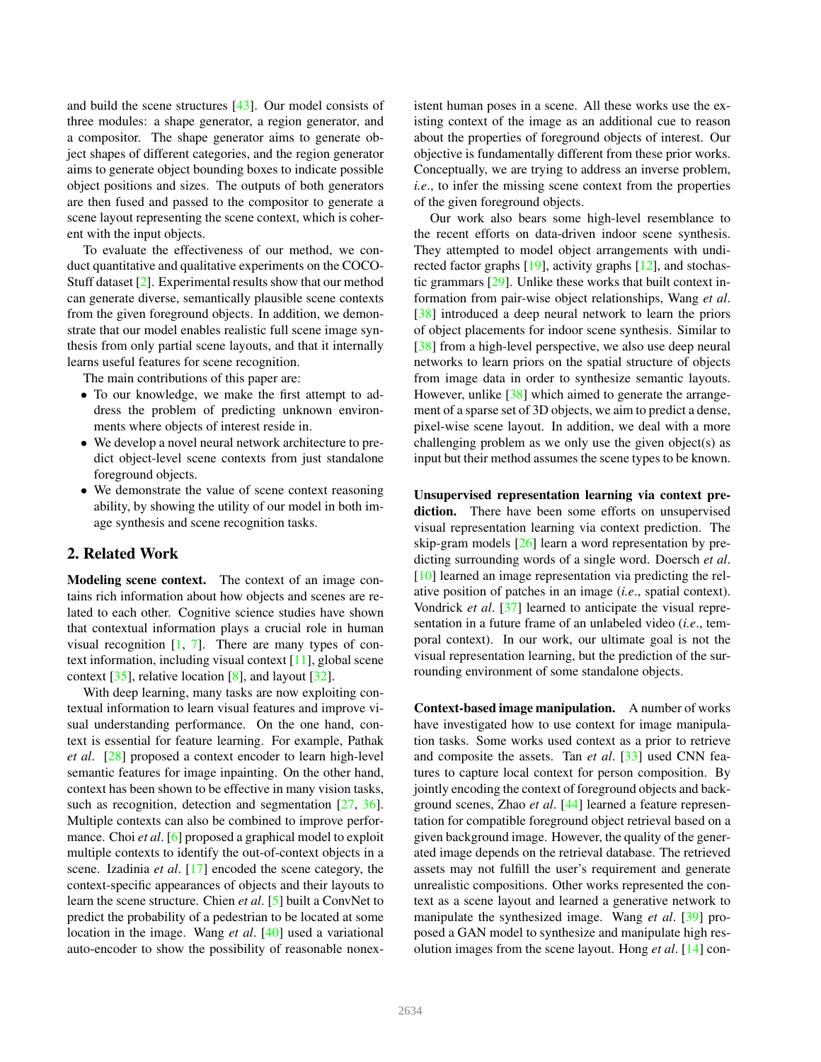and build the scene structures [43]. Our model consists of three modules: a shape generator, a region generator, and a compositor. The shape generator aims to generate object shapes of different categories, and the region generator aims to generate object bounding boxes to indicate possible object positions and sizes. The outputs of both generators are then fused and passed to the compositor to generate a scene layout representing the scene context, which is coherent with the input objects.

To evaluate the effectiveness of our method, we conduct quantitative and qualitative experiments on the COCO-Stuff dataset [2]. Experimental results show that our method can generate diverse, semantically plausible scene contexts from the given foreground objects. In addition, we demonstrate that our model enables realistic full scene image synthesis from only partial scene layouts, and that it internally learns useful features for scene recognition.

The main contributions of this paper are:

- To our knowledge, we make the first attempt to address the problem of predicting unknown environments where objects of interest reside in.
- We develop a novel neural network architecture to predict object-level scene contexts from just standalone foreground objects.
- We demonstrate the value of scene context reasoning ability, by showing the utility of our model in both image synthesis and scene recognition tasks.

## 2. Related Work

**Modeling scene context.** The context of an image contains rich information about how objects and scenes are related to each other. Cognitive science studies have shown that contextual information plays a crucial role in human visual recognition [1, 7]. There are many types of context information, including visual context [11], global scene context [35], relative location [8], and layout [32].

With deep learning, many tasks are now exploiting contextual information to learn visual features and improve visual understanding performance. On the one hand, context is essential for feature learning. For example, Pathak *et al*. [28] proposed a context encoder to learn high-level semantic features for image inpainting. On the other hand, context has been shown to be effective in many vision tasks, such as recognition, detection and segmentation [27, 36]. Multiple contexts can also be combined to improve performance. Choi *et al*. [6] proposed a graphical model to exploit multiple contexts to identify the out-of-context objects in a scene. Izadinia *et al*. [17] encoded the scene category, the context-specific appearances of objects and their layouts to learn the scene structure. Chien *et al*. [5] built a ConvNet to predict the probability of a pedestrian to be located at some location in the image. Wang *et al*. [40] used a variational auto-encoder to show the possibility of reasonable nonexistent human poses in a scene. All these works use the existing context of the image as an additional cue to reason about the properties of foreground objects of interest. Our objective is fundamentally different from these prior works. Conceptually, we are trying to address an inverse problem, *i.e*., to infer the missing scene context from the properties of the given foreground objects.

Our work also bears some high-level resemblance to the recent efforts on data-driven indoor scene synthesis. They attempted to model object arrangements with undirected factor graphs [19], activity graphs [12], and stochastic grammars [29]. Unlike these works that built context information from pair-wise object relationships, Wang *et al*. [38] introduced a deep neural network to learn the priors of object placements for indoor scene synthesis. Similar to [38] from a high-level perspective, we also use deep neural networks to learn priors on the spatial structure of objects from image data in order to synthesize semantic layouts. However, unlike [38] which aimed to generate the arrangement of a sparse set of 3D objects, we aim to predict a dense, pixel-wise scene layout. In addition, we deal with a more challenging problem as we only use the given object(s) as input but their method assumes the scene types to be known.

**Unsupervised representation learning via context prediction.** There have been some efforts on unsupervised visual representation learning via context prediction. The skip-gram models [26] learn a word representation by predicting surrounding words of a single word. Doersch *et al*. [10] learned an image representation via predicting the relative position of patches in an image (*i.e*., spatial context). Vondrick *et al*. [37] learned to anticipate the visual representation in a future frame of an unlabeled video (*i.e*., temporal context). In our work, our ultimate goal is not the visual representation learning, but the prediction of the surrounding environment of some standalone objects.

**Context-based image manipulation.** A number of works have investigated how to use context for image manipulation tasks. Some works used context as a prior to retrieve and composite the assets. Tan *et al*. [33] used CNN features to capture local context for person composition. By jointly encoding the context of foreground objects and background scenes, Zhao *et al*. [44] learned a feature representation for compatible foreground object retrieval based on a given background image. However, the quality of the generated image depends on the retrieval database. The retrieved assets may not fulfill the user's requirement and generate unrealistic compositions. Other works represented the context as a scene layout and learned a generative network to manipulate the synthesized image. Wang *et al*. [39] proposed a GAN model to synthesize and manipulate high resolution images from the scene layout. Hong *et al*. [14] con-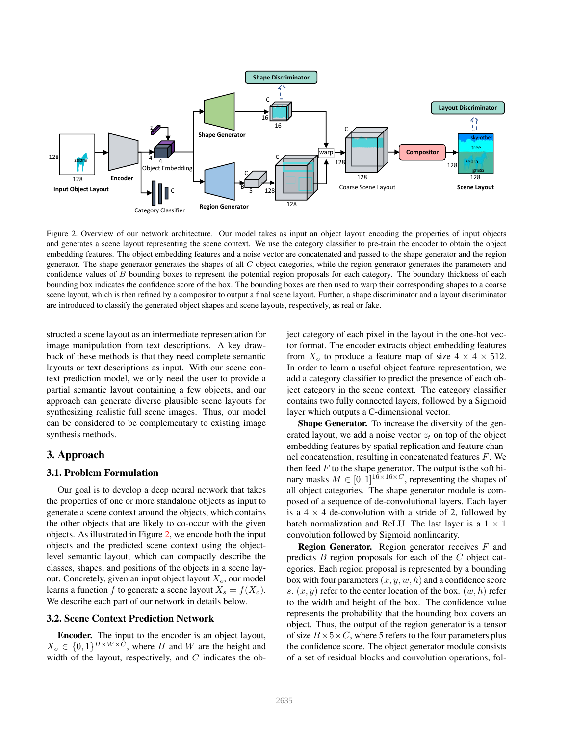Figure 2. Overview of our network architecture. Our model takes as input an object layout encoding the properties of input objects and generates a scene layout representing the scene context. We use the category classifier to pre-train the encoder to obtain the object embedding features. The object embedding features and a noise vector are concatenated and passed to the shape generator and the region generator. The shape generator generates the shapes of all $C$ object categories, while the region generator generates the parameters and confidence values of $B$ bounding boxes to represent the potential region proposals for each category. The boundary thickness of each bounding box indicates the confidence score of the box. The bounding boxes are then used to warp their corresponding shapes to a coarse scene layout, which is then refined by a compositor to output a final scene layout. Further, a shape discriminator and a layout discriminator are introduced to classify the generated object shapes and scene layouts, respectively, as real or fake.

structed a scene layout as an intermediate representation for image manipulation from text descriptions. A key drawback of these methods is that they need complete semantic layouts or text descriptions as input. With our scene context prediction model, we only need the user to provide a partial semantic layout containing a few objects, and our approach can generate diverse plausible scene layouts for synthesizing realistic full scene images. Thus, our model can be considered to be complementary to existing image synthesis methods.

# 3. Approach

## 3.1. Problem Formulation

Our goal is to develop a deep neural network that takes the properties of one or more standalone objects as input to generate a scene context around the objects, which contains the other objects that are likely to co-occur with the given objects. As illustrated in Figure 2, we encode both the input objects and the predicted scene context using the object-level semantic layout, which can compactly describe the classes, shapes, and positions of the objects in a scene layout. Concretely, given an input object layout $X_o$, our model learns a function $f$ to generate a scene layout $X_s = f(X_o)$. We describe each part of our network in details below.

## 3.2. Scene Context Prediction Network

**Encoder.** The input to the encoder is an object layout, $X_o \in \{0,1\}^{H \times W \times C}$, where $H$ and $W$ are the height and width of the layout, respectively, and $C$ indicates the object category of each pixel in the layout in the one-hot vector format. The encoder extracts object embedding features from $X_o$ to produce a feature map of size $4 \times 4 \times 512$. In order to learn a useful object feature representation, we add a category classifier to predict the presence of each object category in the scene context. The category classifier contains two fully connected layers, followed by a Sigmoid layer which outputs a C-dimensional vector.

**Shape Generator.** To increase the diversity of the generated layout, we add a noise vector $z_t$ on top of the object embedding features by spatial replication and feature channel concatenation, resulting in concatenated features $F$. We then feed $F$ to the shape generator. The output is the soft binary masks $M \in [0,1]^{16 \times 16 \times C}$, representing the shapes of all object categories. The shape generator module is composed of a sequence of de-convolutional layers. Each layer is a $4 \times 4$ de-convolution with a stride of 2, followed by batch normalization and ReLU. The last layer is a $1 \times 1$ convolution followed by Sigmoid nonlinearity.

**Region Generator.** Region generator receives $F$ and predicts $B$ region proposals for each of the $C$ object categories. Each region proposal is represented by a bounding box with four parameters $(x, y, w, h)$ and a confidence score $s$. $(x, y)$ refer to the center location of the box. $(w, h)$ refer to the width and height of the box. The confidence value represents the probability that the bounding box covers an object. Thus, the output of the region generator is a tensor of size $B \times 5 \times C$, where 5 refers to the four parameters plus the confidence score. The object generator module consists of a set of residual blocks and convolution operations, fol-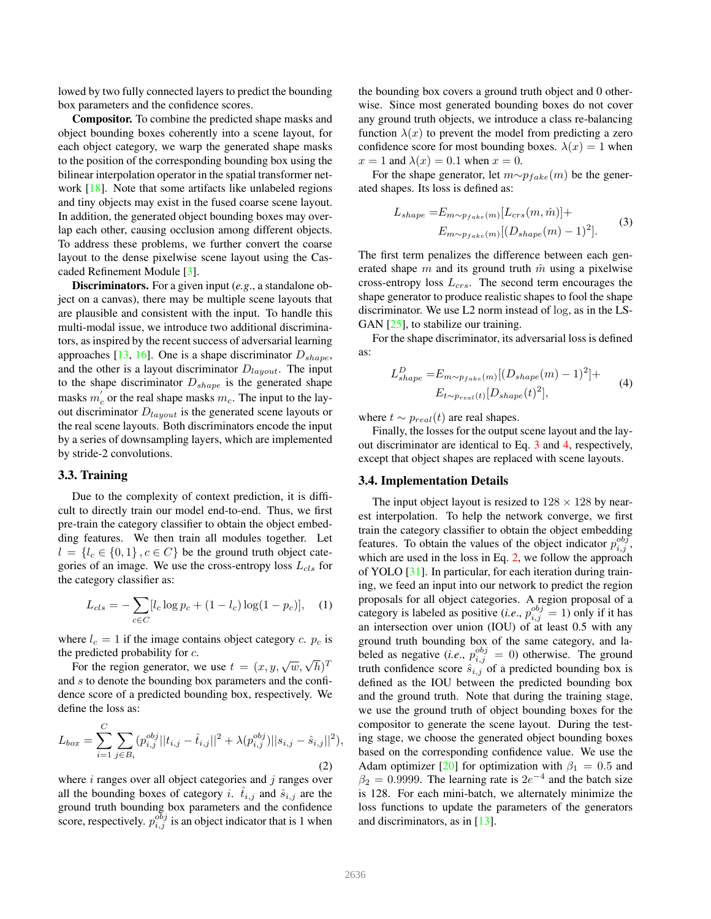lowed by two fully connected layers to predict the bounding box parameters and the confidence scores.

**Compositor.** To combine the predicted shape masks and object bounding boxes coherently into a scene layout, for each object category, we warp the generated shape masks to the position of the corresponding bounding box using the bilinear interpolation operator in the spatial transformer network [18]. Note that some artifacts like unlabeled regions and tiny objects may exist in the fused coarse scene layout. In addition, the generated object bounding boxes may overlap each other, causing occlusion among different objects. To address these problems, we further convert the coarse layout to the dense pixelwise scene layout using the Cascaded Refinement Module [3].

**Discriminators.** For a given input (*e.g*., a standalone object on a canvas), there may be multiple scene layouts that are plausible and consistent with the input. To handle this multi-modal issue, we introduce two additional discriminators, as inspired by the recent success of adversarial learning approaches [13, 16]. One is a shape discriminator $D_{shape}$, and the other is a layout discriminator $D_{layout}$. The input to the shape discriminator $D_{shape}$ is the generated shape masks $m_c^{'}$ or the real shape masks $m_c$. The input to the layout discriminator $D_{layout}$ is the generated scene layouts or the real scene layouts. Both discriminators encode the input by a series of downsampling layers, which are implemented by stride-2 convolutions.

### 3.3. Training

Due to the complexity of context prediction, it is difficult to directly train our model end-to-end. Thus, we first pre-train the category classifier to obtain the object embedding features. We then train all modules together. Let $l = \{l_c \in \{0, 1\}, c \in C\}$ be the ground truth object categories of an image. We use the cross-entropy loss $L_{cls}$ for the category classifier as:

$$L_{cls} = -\sum_{c \in C} [l_c \log p_c + (1 - l_c) \log(1 - p_c)], \quad (1)$$

where $l_c = 1$ if the image contains object category $c$. $p_c$ is the predicted probability for $c$.

For the region generator, we use $t = (x, y, \sqrt{w}, \sqrt{h})^T$ and $s$ to denote the bounding box parameters and the confidence score of a predicted bounding box, respectively. We define the loss as:

$$L_{box} = \sum_{i=1}^{C} \sum_{j \in B_i} (p_{i,j}^{obj} ||t_{i,j} - \hat{t}_{i,j}||^2 + \lambda(p_{i,j}^{obj}) ||s_{i,j} - \hat{s}_{i,j}||^2), \quad (2)$$

where $i$ ranges over all object categories and $j$ ranges over all the bounding boxes of category $i$. $\hat{t}_{i,j}$ and $\hat{s}_{i,j}$ are the ground truth bounding box parameters and the confidence score, respectively. $p_{i,j}^{obj}$ is an object indicator that is 1 when the bounding box covers a ground truth object and 0 otherwise. Since most generated bounding boxes do not cover any ground truth objects, we introduce a class re-balancing function $\lambda(x)$ to prevent the model from predicting a zero confidence score for most bounding boxes. $\lambda(x) = 1$ when $x = 1$ and $\lambda(x) = 0.1$ when $x = 0$.

For the shape generator, let $m \sim p_{fake}(m)$ be the generated shapes. Its loss is defined as:

$$\begin{aligned} L_{shape} = & E_{m \sim p_{fake}(m)}[L_{crs}(m, \hat{m})] + \\ & E_{m \sim p_{fake}(m)}[(D_{shape}(m) - 1)^2]. \end{aligned} \quad (3)$$

The first term penalizes the difference between each generated shape $m$ and its ground truth $\hat{m}$ using a pixelwise cross-entropy loss $L_{crs}$. The second term encourages the shape generator to produce realistic shapes to fool the shape discriminator. We use L2 norm instead of log, as in the LS-GAN [25], to stabilize our training.

For the shape discriminator, its adversarial loss is defined as:

$$\begin{aligned} L_{shape}^{D} = & E_{m \sim p_{fake}(m)}[(D_{shape}(m) - 1)^2] + \\ & E_{t \sim p_{real}(t)}[D_{shape}(t)^2], \end{aligned} \quad (4)$$

where $t \sim p_{real}(t)$ are real shapes.

Finally, the losses for the output scene layout and the layout discriminator are identical to Eq. 3 and 4, respectively, except that object shapes are replaced with scene layouts.

### 3.4. Implementation Details

The input object layout is resized to $128 \times 128$ by nearest interpolation. To help the network converge, we first train the category classifier to obtain the object embedding features. To obtain the values of the object indicator $p_{i,j}^{obj}$, which are used in the loss in Eq. 2, we follow the approach of YOLO [31]. In particular, for each iteration during training, we feed an input into our network to predict the region proposals for all object categories. A region proposal of a category is labeled as positive (*i.e*., $p_{i,j}^{obj} = 1$) only if it has an intersection over union (IOU) of at least 0.5 with any ground truth bounding box of the same category, and labeled as negative (*i.e*., $p_{i,j}^{obj} = 0$) otherwise. The ground truth confidence score $\hat{s}_{i,j}$ of a predicted bounding box is defined as the IOU between the predicted bounding box and the ground truth. Note that during the training stage, we use the ground truth of object bounding boxes for the compositor to generate the scene layout. During the testing stage, we choose the generated object bounding boxes based on the corresponding confidence value. We use the Adam optimizer [20] for optimization with $\beta_1 = 0.5$ and $\beta_2 = 0.9999$. The learning rate is $2e^{-4}$ and the batch size is 128. For each mini-batch, we alternately minimize the loss functions to update the parameters of the generators and discriminators, as in [13].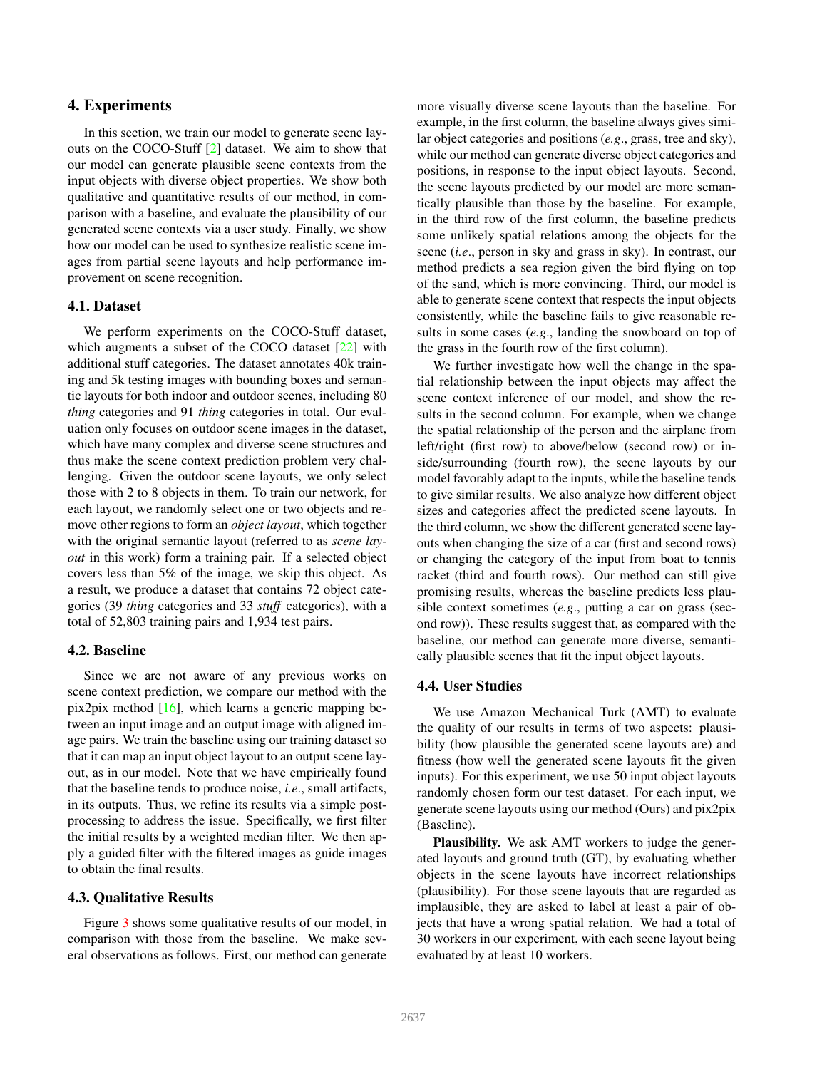## 4. Experiments

In this section, we train our model to generate scene layouts on the COCO-Stuff [2] dataset. We aim to show that our model can generate plausible scene contexts from the input objects with diverse object properties. We show both qualitative and quantitative results of our method, in comparison with a baseline, and evaluate the plausibility of our generated scene contexts via a user study. Finally, we show how our model can be used to synthesize realistic scene images from partial scene layouts and help performance improvement on scene recognition.

### 4.1. Dataset

We perform experiments on the COCO-Stuff dataset, which augments a subset of the COCO dataset [22] with additional stuff categories. The dataset annotates 40k training and 5k testing images with bounding boxes and semantic layouts for both indoor and outdoor scenes, including 80 *thing* categories and 91 *thing* categories in total. Our evaluation only focuses on outdoor scene images in the dataset, which have many complex and diverse scene structures and thus make the scene context prediction problem very challenging. Given the outdoor scene layouts, we only select those with 2 to 8 objects in them. To train our network, for each layout, we randomly select one or two objects and remove other regions to form an *object layout*, which together with the original semantic layout (referred to as *scene layout* in this work) form a training pair. If a selected object covers less than 5% of the image, we skip this object. As a result, we produce a dataset that contains 72 object categories (39 *thing* categories and 33 *stuff* categories), with a total of 52,803 training pairs and 1,934 test pairs.

### 4.2. Baseline

Since we are not aware of any previous works on scene context prediction, we compare our method with the pix2pix method [16], which learns a generic mapping between an input image and an output image with aligned image pairs. We train the baseline using our training dataset so that it can map an input object layout to an output scene layout, as in our model. Note that we have empirically found that the baseline tends to produce noise, *i.e*., small artifacts, in its outputs. Thus, we refine its results via a simple post-processing to address the issue. Specifically, we first filter the initial results by a weighted median filter. We then apply a guided filter with the filtered images as guide images to obtain the final results.

### 4.3. Qualitative Results

Figure 3 shows some qualitative results of our model, in comparison with those from the baseline. We make several observations as follows. First, our method can generate more visually diverse scene layouts than the baseline. For example, in the first column, the baseline always gives similar object categories and positions (*e.g*., grass, tree and sky), while our method can generate diverse object categories and positions, in response to the input object layouts. Second, the scene layouts predicted by our model are more semantically plausible than those by the baseline. For example, in the third row of the first column, the baseline predicts some unlikely spatial relations among the objects for the scene (*i.e*., person in sky and grass in sky). In contrast, our method predicts a sea region given the bird flying on top of the sand, which is more convincing. Third, our model is able to generate scene context that respects the input objects consistently, while the baseline fails to give reasonable results in some cases (*e.g*., landing the snowboard on top of the grass in the fourth row of the first column).

We further investigate how well the change in the spatial relationship between the input objects may affect the scene context inference of our model, and show the results in the second column. For example, when we change the spatial relationship of the person and the airplane from left/right (first row) to above/below (second row) or inside/surrounding (fourth row), the scene layouts by our model favorably adapt to the inputs, while the baseline tends to give similar results. We also analyze how different object sizes and categories affect the predicted scene layouts. In the third column, we show the different generated scene layouts when changing the size of a car (first and second rows) or changing the category of the input from boat to tennis racket (third and fourth rows). Our method can still give promising results, whereas the baseline predicts less plausible context sometimes (*e.g*., putting a car on grass (second row)). These results suggest that, as compared with the baseline, our method can generate more diverse, semantically plausible scenes that fit the input object layouts.

### 4.4. User Studies

We use Amazon Mechanical Turk (AMT) to evaluate the quality of our results in terms of two aspects: plausibility (how plausible the generated scene layouts are) and fitness (how well the generated scene layouts fit the given inputs). For this experiment, we use 50 input object layouts randomly chosen form our test dataset. For each input, we generate scene layouts using our method (Ours) and pix2pix (Baseline).

**Plausibility.** We ask AMT workers to judge the generated layouts and ground truth (GT), by evaluating whether objects in the scene layouts have incorrect relationships (plausibility). For those scene layouts that are regarded as implausible, they are asked to label at least a pair of objects that have a wrong spatial relation. We had a total of 30 workers in our experiment, with each scene layout being evaluated by at least 10 workers.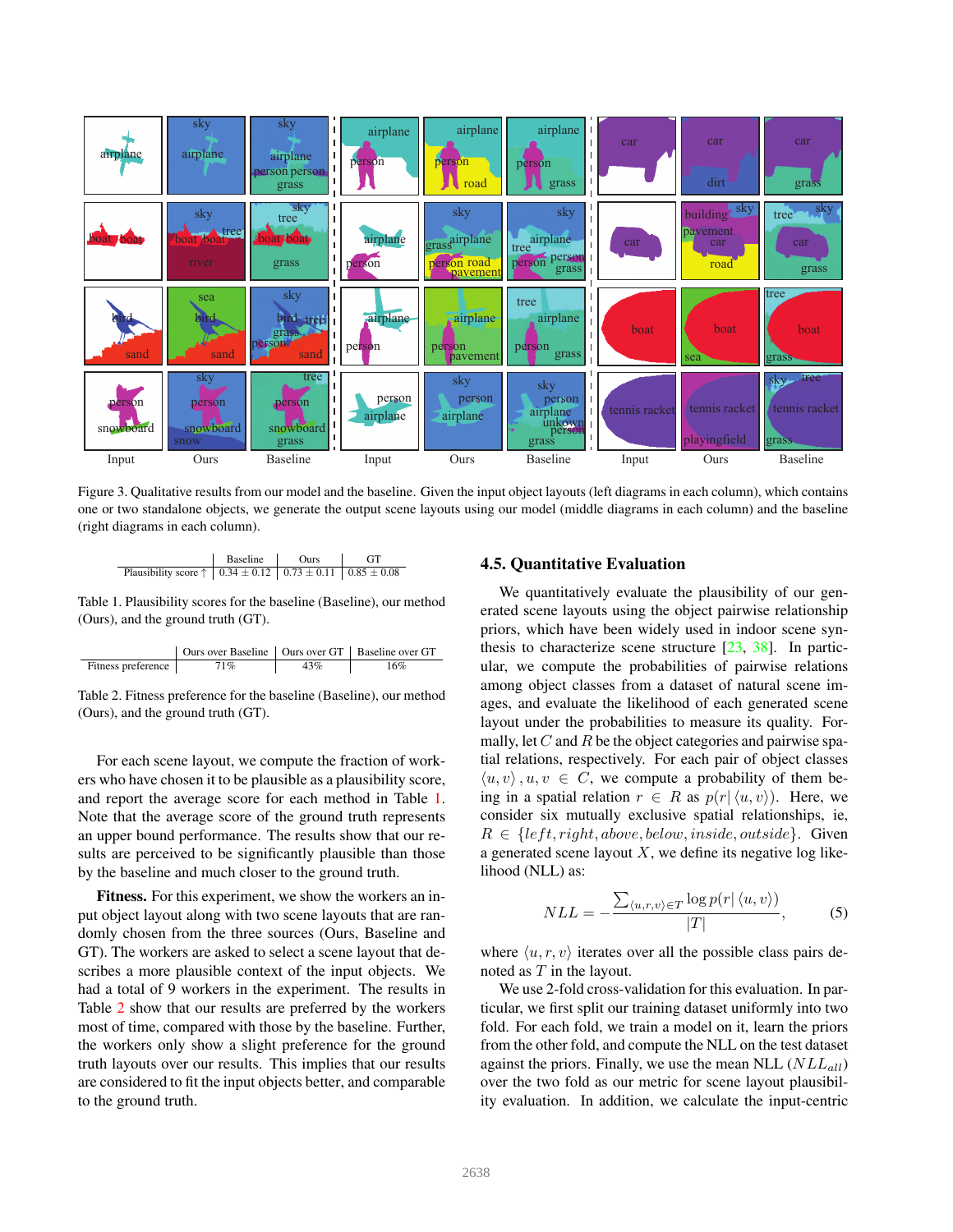Figure 3. Qualitative results from our model and the baseline. Given the input object layouts (left diagrams in each column), which contains one or two standalone objects, we generate the output scene layouts using our model (middle diagrams in each column) and the baseline (right diagrams in each column).

| | Baseline | Ours | GT |
|---|---|---|---|
| Plausibility score ↑ | 0.34 ± 0.12 | 0.73 ± 0.11 | 0.85 ± 0.08 |

Table 1. Plausibility scores for the baseline (Baseline), our method (Ours), and the ground truth (GT).

| | Ours over Baseline | Ours over GT | Baseline over GT |
|---|---|---|---|
| Fitness preference | 71% | 43% | 16% |

Table 2. Fitness preference for the baseline (Baseline), our method (Ours), and the ground truth (GT).

For each scene layout, we compute the fraction of workers who have chosen it to be plausible as a plausibility score, and report the average score for each method in Table 1. Note that the average score of the ground truth represents an upper bound performance. The results show that our results are perceived to be significantly plausible than those by the baseline and much closer to the ground truth.

**Fitness.** For this experiment, we show the workers an input object layout along with two scene layouts that are randomly chosen from the three sources (Ours, Baseline and GT). The workers are asked to select a scene layout that describes a more plausible context of the input objects. We had a total of 9 workers in the experiment. The results in Table 2 show that our results are preferred by the workers most of time, compared with those by the baseline. Further, the workers only show a slight preference for the ground truth layouts over our results. This implies that our results are considered to fit the input objects better, and comparable to the ground truth.

### 4.5. Quantitative Evaluation

We quantitatively evaluate the plausibility of our generated scene layouts using the object pairwise relationship priors, which have been widely used in indoor scene synthesis to characterize scene structure [23, 38]. In particular, we compute the probabilities of pairwise relations among object classes from a dataset of natural scene images, and evaluate the likelihood of each generated scene layout under the probabilities to measure its quality. Formally, let $C$ and $R$ be the object categories and pairwise spatial relations, respectively. For each pair of object classes $\langle u, v\rangle, u, v \in C$, we compute a probability of them being in a spatial relation $r \in R$ as $p(r|\langle u, v\rangle)$. Here, we consider six mutually exclusive spatial relationships, ie, $R \in \{left, right, above, below, inside, outside\}$. Given a generated scene layout $X$, we define its negative log likelihood (NLL) as:

$$NLL = -\frac{\sum_{\langle u,r,v\rangle \in T} \log p(r|\langle u, v\rangle)}{|T|}, \tag{5}$$

where $\langle u, r, v\rangle$ iterates over all the possible class pairs denoted as $T$ in the layout.

We use 2-fold cross-validation for this evaluation. In particular, we first split our training dataset uniformly into two fold. For each fold, we train a model on it, learn the priors from the other fold, and compute the NLL on the test dataset against the priors. Finally, we use the mean NLL ($NLL_{all}$) over the two fold as our metric for scene layout plausibility evaluation. In addition, we calculate the input-centric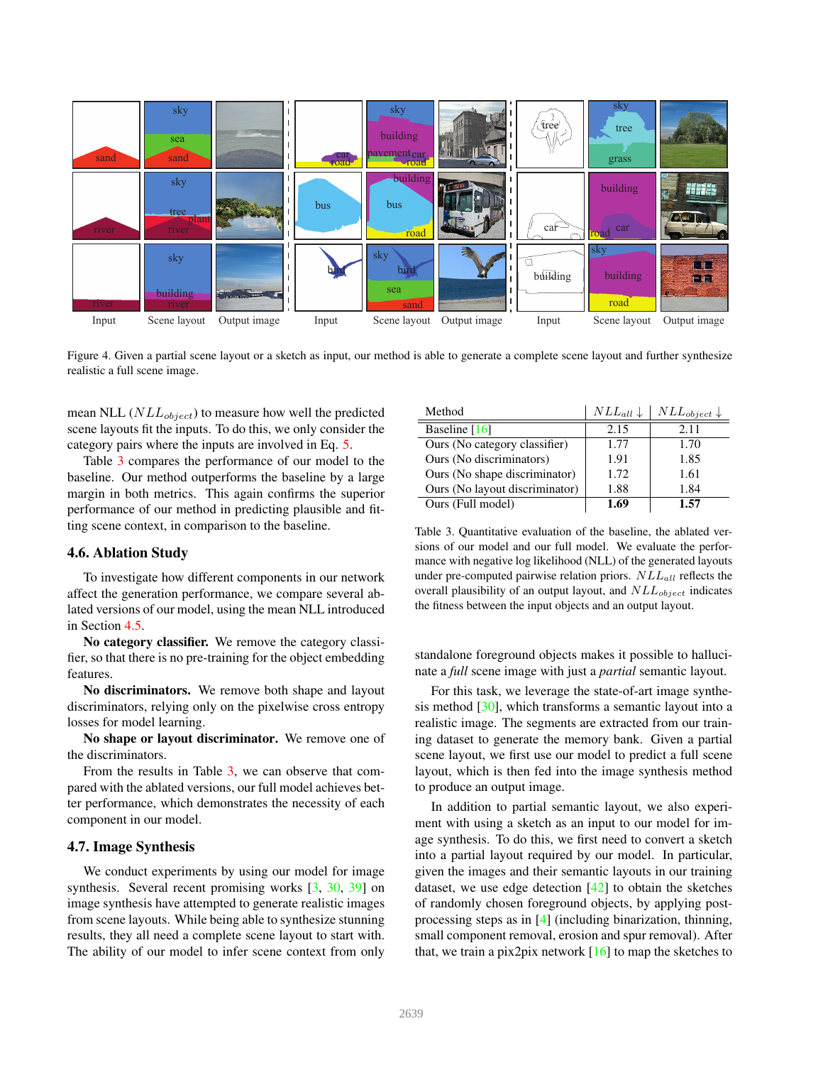Figure 4. Given a partial scene layout or a sketch as input, our method is able to generate a complete scene layout and further synthesize realistic a full scene image.

mean NLL ($NLL_{object}$) to measure how well the predicted scene layouts fit the inputs. To do this, we only consider the category pairs where the inputs are involved in Eq. 5.

Table 3 compares the performance of our model to the baseline. Our method outperforms the baseline by a large margin in both metrics. This again confirms the superior performance of our method in predicting plausible and fitting scene context, in comparison to the baseline.

| Method | $NLL_{all}\downarrow$ | $NLL_{object}\downarrow$ |
|---|---|---|
| Baseline [16] | 2.15 | 2.11 |
| Ours (No category classifier) | 1.77 | 1.70 |
| Ours (No discriminators) | 1.91 | 1.85 |
| Ours (No shape discriminator) | 1.72 | 1.61 |
| Ours (No layout discriminator) | 1.88 | 1.84 |
| Ours (Full model) | **1.69** | **1.57** |

Table 3. Quantitative evaluation of the baseline, the ablated versions of our model and our full model. We evaluate the performance with negative log likelihood (NLL) of the generated layouts under pre-computed pairwise relation priors. $NLL_{all}$ reflects the overall plausibility of an output layout, and $NLL_{object}$ indicates the fitness between the input objects and an output layout.

## 4.6. Ablation Study

To investigate how different components in our network affect the generation performance, we compare several ablated versions of our model, using the mean NLL introduced in Section 4.5.

**No category classifier.** We remove the category classifier, so that there is no pre-training for the object embedding features.

**No discriminators.** We remove both shape and layout discriminators, relying only on the pixelwise cross entropy losses for model learning.

**No shape or layout discriminator.** We remove one of the discriminators.

From the results in Table 3, we can observe that compared with the ablated versions, our full model achieves better performance, which demonstrates the necessity of each component in our model.

## 4.7. Image Synthesis

We conduct experiments by using our model for image synthesis. Several recent promising works [3, 30, 39] on image synthesis have attempted to generate realistic images from scene layouts. While being able to synthesize stunning results, they all need a complete scene layout to start with. The ability of our model to infer scene context from only standalone foreground objects makes it possible to hallucinate a *full* scene image with just a *partial* semantic layout.

For this task, we leverage the state-of-art image synthesis method [30], which transforms a semantic layout into a realistic image. The segments are extracted from our training dataset to generate the memory bank. Given a partial scene layout, we first use our model to predict a full scene layout, which is then fed into the image synthesis method to produce an output image.

In addition to partial semantic layout, we also experiment with using a sketch as an input to our model for image synthesis. To do this, we first need to convert a sketch into a partial layout required by our model. In particular, given the images and their semantic layouts in our training dataset, we use edge detection [42] to obtain the sketches of randomly chosen foreground objects, by applying post-processing steps as in [4] (including binarization, thinning, small component removal, erosion and spur removal). After that, we train a pix2pix network [16] to map the sketches to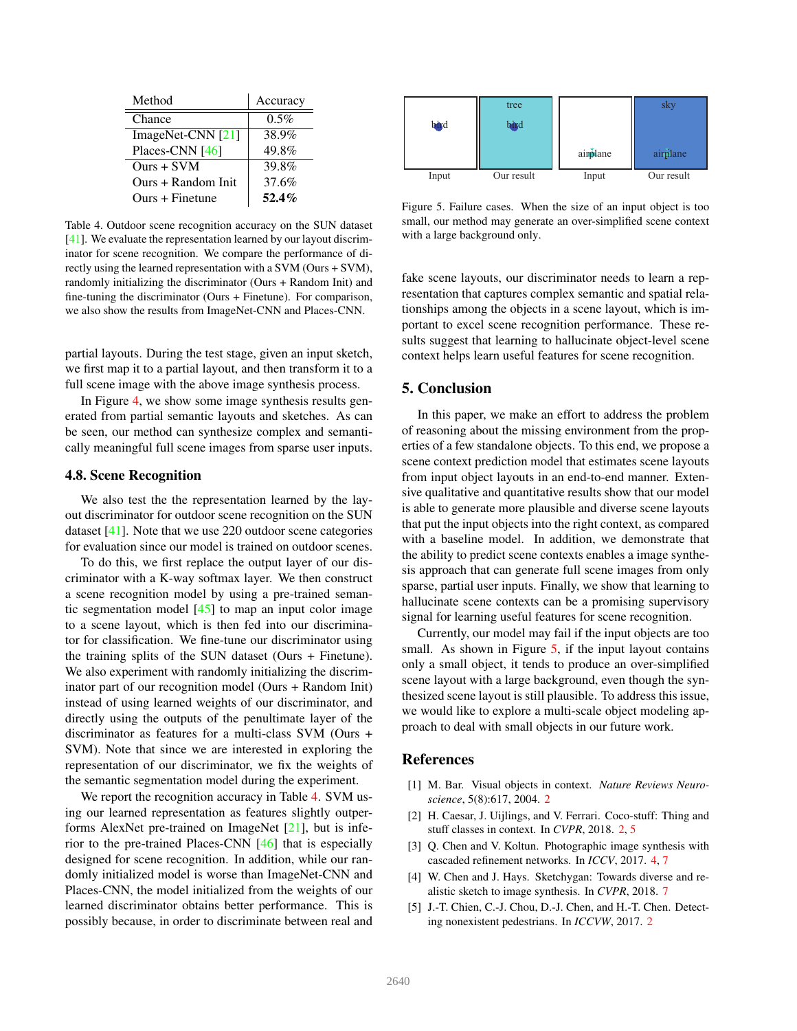| Method | Accuracy |
|---|---|
| Chance | 0.5% |
| ImageNet-CNN [21] | 38.9% |
| Places-CNN [46] | 49.8% |
| Ours + SVM | 39.8% |
| Ours + Random Init | 37.6% |
| Ours + Finetune | **52.4%** |

Table 4. Outdoor scene recognition accuracy on the SUN dataset [41]. We evaluate the representation learned by our layout discriminator for scene recognition. We compare the performance of directly using the learned representation with a SVM (Ours + SVM), randomly initializing the discriminator (Ours + Random Init) and fine-tuning the discriminator (Ours + Finetune). For comparison, we also show the results from ImageNet-CNN and Places-CNN.

partial layouts. During the test stage, given an input sketch, we first map it to a partial layout, and then transform it to a full scene image with the above image synthesis process.

In Figure 4, we show some image synthesis results generated from partial semantic layouts and sketches. As can be seen, our method can synthesize complex and semantically meaningful full scene images from sparse user inputs.

### 4.8. Scene Recognition

We also test the the representation learned by the layout discriminator for outdoor scene recognition on the SUN dataset [41]. Note that we use 220 outdoor scene categories for evaluation since our model is trained on outdoor scenes.

To do this, we first replace the output layer of our discriminator with a K-way softmax layer. We then construct a scene recognition model by using a pre-trained semantic segmentation model [45] to map an input color image to a scene layout, which is then fed into our discriminator for classification. We fine-tune our discriminator using the training splits of the SUN dataset (Ours + Finetune). We also experiment with randomly initializing the discriminator part of our recognition model (Ours + Random Init) instead of using learned weights of our discriminator, and directly using the outputs of the penultimate layer of the discriminator as features for a multi-class SVM (Ours + SVM). Note that since we are interested in exploring the representation of our discriminator, we fix the weights of the semantic segmentation model during the experiment.

We report the recognition accuracy in Table 4. SVM using our learned representation as features slightly outperforms AlexNet pre-trained on ImageNet [21], but is inferior to the pre-trained Places-CNN [46] that is especially designed for scene recognition. In addition, while our randomly initialized model is worse than ImageNet-CNN and Places-CNN, the model initialized from the weights of our learned discriminator obtains better performance. This is possibly because, in order to discriminate between real and fake scene layouts, our discriminator needs to learn a representation that captures complex semantic and spatial relationships among the objects in a scene layout, which is important to excel scene recognition performance. These results suggest that learning to hallucinate object-level scene context helps learn useful features for scene recognition.

Figure 5. Failure cases. When the size of an input object is too small, our method may generate an over-simplified scene context with a large background only.

## 5. Conclusion

In this paper, we make an effort to address the problem of reasoning about the missing environment from the properties of a few standalone objects. To this end, we propose a scene context prediction model that estimates scene layouts from input object layouts in an end-to-end manner. Extensive qualitative and quantitative results show that our model is able to generate more plausible and diverse scene layouts that put the input objects into the right context, as compared with a baseline model. In addition, we demonstrate that the ability to predict scene contexts enables a image synthesis approach that can generate full scene images from only sparse, partial user inputs. Finally, we show that learning to hallucinate scene contexts can be a promising supervisory signal for learning useful features for scene recognition.

Currently, our model may fail if the input objects are too small. As shown in Figure 5, if the input layout contains only a small object, it tends to produce an over-simplified scene layout with a large background, even though the synthesized scene layout is still plausible. To address this issue, we would like to explore a multi-scale object modeling approach to deal with small objects in our future work.

## References

[1] M. Bar. Visual objects in context. *Nature Reviews Neuroscience*, 5(8):617, 2004. 2

[2] H. Caesar, J. Uijlings, and V. Ferrari. Coco-stuff: Thing and stuff classes in context. In *CVPR*, 2018. 2, 5

[3] Q. Chen and V. Koltun. Photographic image synthesis with cascaded refinement networks. In *ICCV*, 2017. 4, 7

[4] W. Chen and J. Hays. Sketchygan: Towards diverse and realistic sketch to image synthesis. In *CVPR*, 2018. 7

[5] J.-T. Chien, C.-J. Chou, D.-J. Chen, and H.-T. Chen. Detecting nonexistent pedestrians. In *ICCVW*, 2017. 2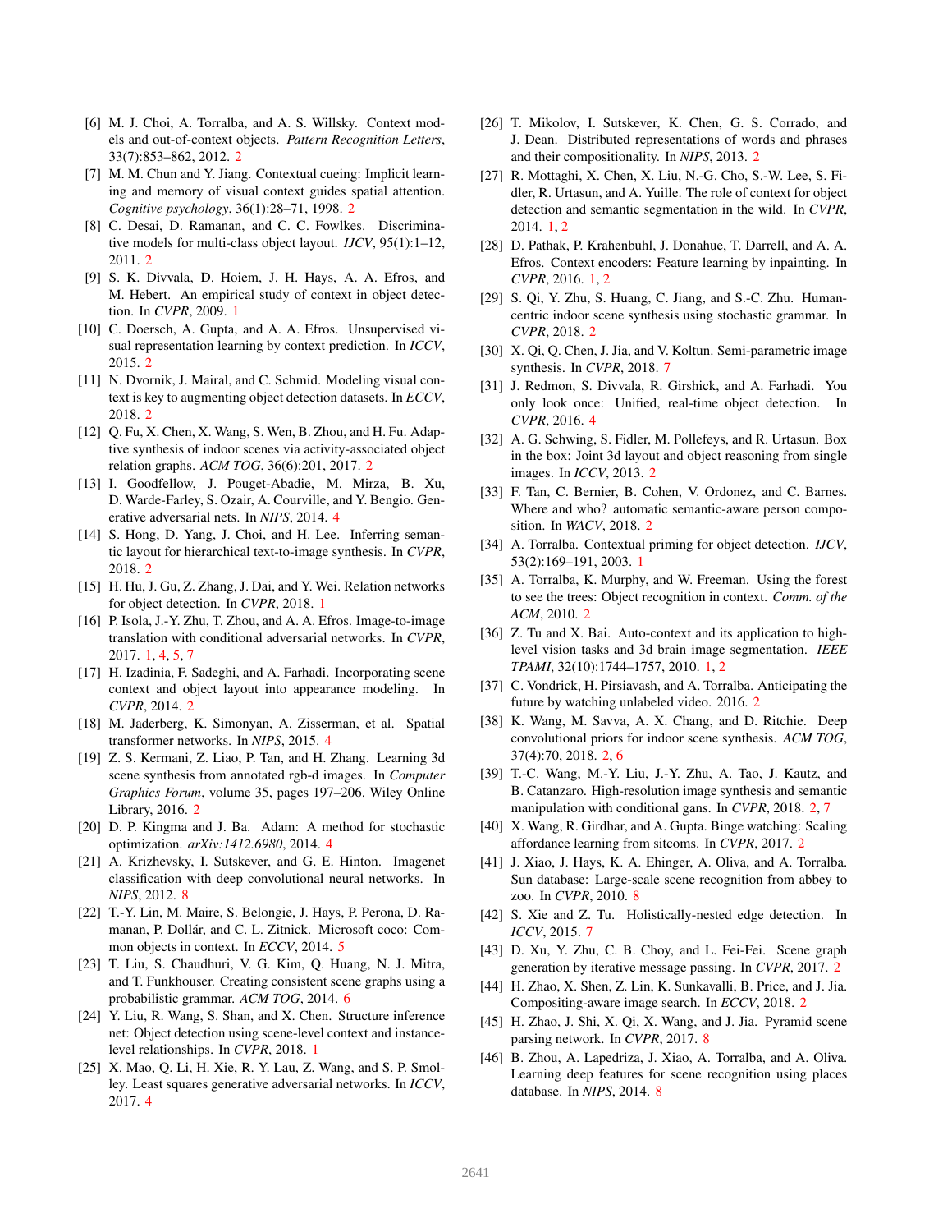[6] M. J. Choi, A. Torralba, and A. S. Willsky. Context models and out-of-context objects. *Pattern Recognition Letters*, 33(7):853–862, 2012. 2

[7] M. M. Chun and Y. Jiang. Contextual cueing: Implicit learning and memory of visual context guides spatial attention. *Cognitive psychology*, 36(1):28–71, 1998. 2

[8] C. Desai, D. Ramanan, and C. C. Fowlkes. Discriminative models for multi-class object layout. *IJCV*, 95(1):1–12, 2011. 2

[9] S. K. Divvala, D. Hoiem, J. H. Hays, A. A. Efros, and M. Hebert. An empirical study of context in object detection. In *CVPR*, 2009. 1

[10] C. Doersch, A. Gupta, and A. A. Efros. Unsupervised visual representation learning by context prediction. In *ICCV*, 2015. 2

[11] N. Dvornik, J. Mairal, and C. Schmid. Modeling visual context is key to augmenting object detection datasets. In *ECCV*, 2018. 2

[12] Q. Fu, X. Chen, X. Wang, S. Wen, B. Zhou, and H. Fu. Adaptive synthesis of indoor scenes via activity-associated object relation graphs. *ACM TOG*, 36(6):201, 2017. 2

[13] I. Goodfellow, J. Pouget-Abadie, M. Mirza, B. Xu, D. Warde-Farley, S. Ozair, A. Courville, and Y. Bengio. Generative adversarial nets. In *NIPS*, 2014. 4

[14] S. Hong, D. Yang, J. Choi, and H. Lee. Inferring semantic layout for hierarchical text-to-image synthesis. In *CVPR*, 2018. 2

[15] H. Hu, J. Gu, Z. Zhang, J. Dai, and Y. Wei. Relation networks for object detection. In *CVPR*, 2018. 1

[16] P. Isola, J.-Y. Zhu, T. Zhou, and A. A. Efros. Image-to-image translation with conditional adversarial networks. In *CVPR*, 2017. 1, 4, 5, 7

[17] H. Izadinia, F. Sadeghi, and A. Farhadi. Incorporating scene context and object layout into appearance modeling. In *CVPR*, 2014. 2

[18] M. Jaderberg, K. Simonyan, A. Zisserman, et al. Spatial transformer networks. In *NIPS*, 2015. 4

[19] Z. S. Kermani, Z. Liao, P. Tan, and H. Zhang. Learning 3d scene synthesis from annotated rgb-d images. In *Computer Graphics Forum*, volume 35, pages 197–206. Wiley Online Library, 2016. 2

[20] D. P. Kingma and J. Ba. Adam: A method for stochastic optimization. *arXiv:1412.6980*, 2014. 4

[21] A. Krizhevsky, I. Sutskever, and G. E. Hinton. Imagenet classification with deep convolutional neural networks. In *NIPS*, 2012. 8

[22] T.-Y. Lin, M. Maire, S. Belongie, J. Hays, P. Perona, D. Ramanan, P. Dollár, and C. L. Zitnick. Microsoft coco: Common objects in context. In *ECCV*, 2014. 5

[23] T. Liu, S. Chaudhuri, V. G. Kim, Q. Huang, N. J. Mitra, and T. Funkhouser. Creating consistent scene graphs using a probabilistic grammar. *ACM TOG*, 2014. 6

[24] Y. Liu, R. Wang, S. Shan, and X. Chen. Structure inference net: Object detection using scene-level context and instance-level relationships. In *CVPR*, 2018. 1

[25] X. Mao, Q. Li, H. Xie, R. Y. Lau, Z. Wang, and S. P. Smolley. Least squares generative adversarial networks. In *ICCV*, 2017. 4

[26] T. Mikolov, I. Sutskever, K. Chen, G. S. Corrado, and J. Dean. Distributed representations of words and phrases and their compositionality. In *NIPS*, 2013. 2

[27] R. Mottaghi, X. Chen, X. Liu, N.-G. Cho, S.-W. Lee, S. Fidler, R. Urtasun, and A. Yuille. The role of context for object detection and semantic segmentation in the wild. In *CVPR*, 2014. 1, 2

[28] D. Pathak, P. Krahenbuhl, J. Donahue, T. Darrell, and A. A. Efros. Context encoders: Feature learning by inpainting. In *CVPR*, 2016. 1, 2

[29] S. Qi, Y. Zhu, S. Huang, C. Jiang, and S.-C. Zhu. Human-centric indoor scene synthesis using stochastic grammar. In *CVPR*, 2018. 2

[30] X. Qi, Q. Chen, J. Jia, and V. Koltun. Semi-parametric image synthesis. In *CVPR*, 2018. 7

[31] J. Redmon, S. Divvala, R. Girshick, and A. Farhadi. You only look once: Unified, real-time object detection. In *CVPR*, 2016. 4

[32] A. G. Schwing, S. Fidler, M. Pollefeys, and R. Urtasun. Box in the box: Joint 3d layout and object reasoning from single images. In *ICCV*, 2013. 2

[33] F. Tan, C. Bernier, B. Cohen, V. Ordonez, and C. Barnes. Where and who? automatic semantic-aware person composition. In *WACV*, 2018. 2

[34] A. Torralba. Contextual priming for object detection. *IJCV*, 53(2):169–191, 2003. 1

[35] A. Torralba, K. Murphy, and W. Freeman. Using the forest to see the trees: Object recognition in context. *Comm. of the ACM*, 2010. 2

[36] Z. Tu and X. Bai. Auto-context and its application to high-level vision tasks and 3d brain image segmentation. *IEEE TPAMI*, 32(10):1744–1757, 2010. 1, 2

[37] C. Vondrick, H. Pirsiavash, and A. Torralba. Anticipating the future by watching unlabeled video. 2016. 2

[38] K. Wang, M. Savva, A. X. Chang, and D. Ritchie. Deep convolutional priors for indoor scene synthesis. *ACM TOG*, 37(4):70, 2018. 2, 6

[39] T.-C. Wang, M.-Y. Liu, J.-Y. Zhu, A. Tao, J. Kautz, and B. Catanzaro. High-resolution image synthesis and semantic manipulation with conditional gans. In *CVPR*, 2018. 2, 7

[40] X. Wang, R. Girdhar, and A. Gupta. Binge watching: Scaling affordance learning from sitcoms. In *CVPR*, 2017. 2

[41] J. Xiao, J. Hays, K. A. Ehinger, A. Oliva, and A. Torralba. Sun database: Large-scale scene recognition from abbey to zoo. In *CVPR*, 2010. 8

[42] S. Xie and Z. Tu. Holistically-nested edge detection. In *ICCV*, 2015. 7

[43] D. Xu, Y. Zhu, C. B. Choy, and L. Fei-Fei. Scene graph generation by iterative message passing. In *CVPR*, 2017. 2

[44] H. Zhao, X. Shen, Z. Lin, K. Sunkavalli, B. Price, and J. Jia. Compositing-aware image search. In *ECCV*, 2018. 2

[45] H. Zhao, J. Shi, X. Qi, X. Wang, and J. Jia. Pyramid scene parsing network. In *CVPR*, 2017. 8

[46] B. Zhou, A. Lapedriza, J. Xiao, A. Torralba, and A. Oliva. Learning deep features for scene recognition using places database. In *NIPS*, 2014. 8